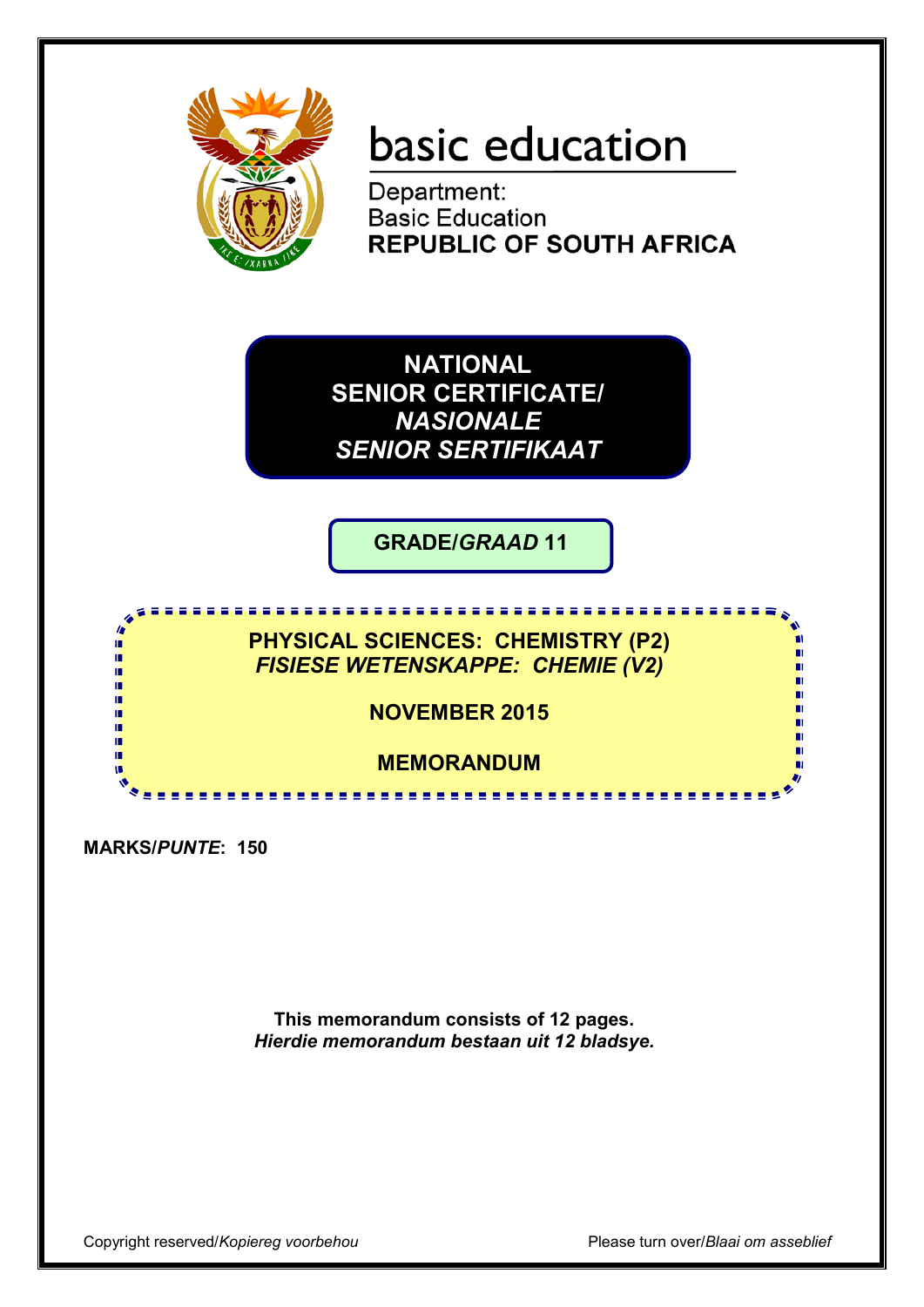basic education

Department:
Basic Education
**REPUBLIC OF SOUTH AFRICA**

# NATIONAL SENIOR CERTIFICATE/ *NASIONALE SENIOR SERTIFIKAAT*

## GRADE/*GRAAD* 11

## PHYSICAL SCIENCES: CHEMISTRY (P2)
## *FISIESE WETENSKAPPE: CHEMIE (V2)*

**NOVEMBER 2015**

**MEMORANDUM**

**MARKS/*PUNTE*: 150**

**This memorandum consists of 12 pages.**
***Hierdie memorandum bestaan uit 12 bladsye.***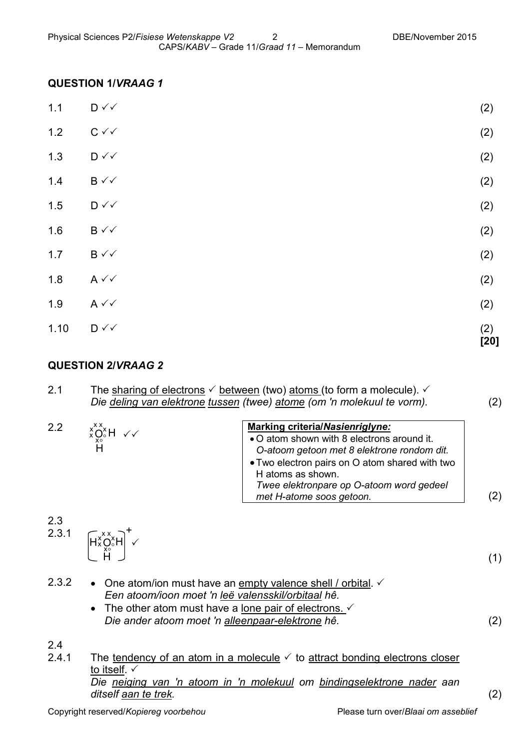## QUESTION 1/*VRAAG 1*

| | | |
|---|---|---|
| 1.1 | D ✓✓ | (2) |
| 1.2 | C ✓✓ | (2) |
| 1.3 | D ✓✓ | (2) |
| 1.4 | B ✓✓ | (2) |
| 1.5 | D ✓✓ | (2) |
| 1.6 | B ✓✓ | (2) |
| 1.7 | B ✓✓ | (2) |
| 1.8 | A ✓✓ | (2) |
| 1.9 | A ✓✓ | (2) |
| 1.10 | D ✓✓ | (2) **[20]** |

## QUESTION 2/*VRAAG 2*

2.1 The sharing of electrons ✓ between (two) atoms (to form a molecule). ✓
*Die deling van elektrone tussen (twee) atome (om 'n molekuul te vorm).* (2)

2.2 Lewis structure of $H_2O$: O atom (xx, x, x) sharing electron pairs with two H atoms (H shown to the right and below O) ✓✓

**Marking criteria/*Nasienriglyne:***
- O atom shown with 8 electrons around it.
  *O-atoom getoon met 8 elektrone rondom dit.*
- Two electron pairs on O atom shared with two H atoms as shown.
  *Twee elektronpare op O-atoom word gedeel met H-atome soos getoon.*

(2)

2.3

2.3.1 $[H\overset{xx}{\underset{x\circ}{O}}H]^+$ with third H below O (Lewis structure of $H_3O^+$) ✓ (1)

2.3.2
- One atom/ion must have an empty valence shell / orbital. ✓
  *Een atoom/ioon moet 'n leë valensskil/orbitaal hê.*
- The other atom must have a lone pair of electrons. ✓
  *Die ander atoom moet 'n alleenpaar-elektrone hê.*

(2)

2.4

2.4.1 The tendency of an atom in a molecule ✓ to attract bonding electrons closer to itself. ✓
*Die neiging van 'n atoom in 'n molekuul om bindingselektrone nader aan ditself aan te trek.* (2)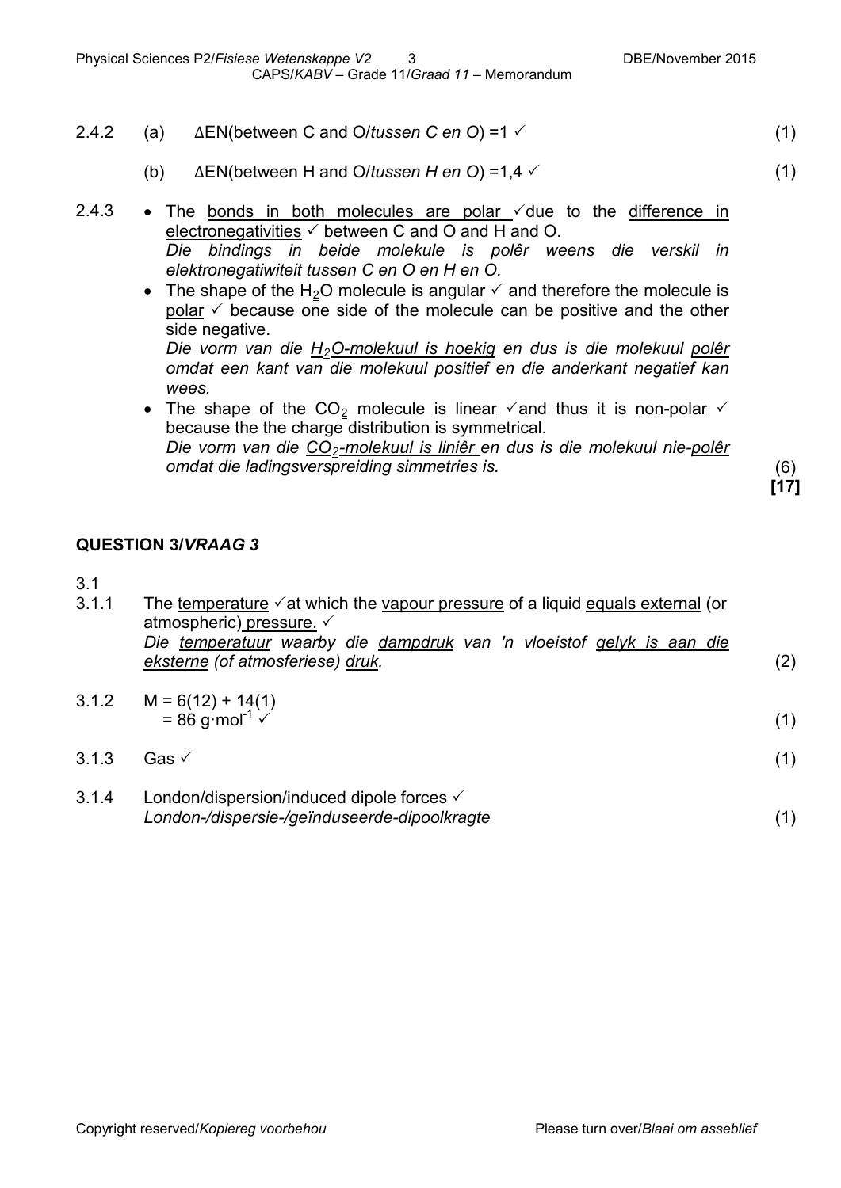2.4.2 (a) ΔEN(between C and O/*tussen C en O*) =1 ✓ (1)

(b) ΔEN(between H and O/*tussen H en O*) =1,4 ✓ (1)

2.4.3
- The bonds in both molecules are polar ✓due to the difference in electronegativities ✓ between C and O and H and O.
  *Die bindings in beide molekule is polêr weens die verskil in elektronegatiwiteit tussen C en O en H en O.*
- The shape of the $H_2O$ molecule is angular ✓ and therefore the molecule is polar ✓ because one side of the molecule can be positive and the other side negative.
  *Die vorm van die $H_2O$-molekuul is hoekig en dus is die molekuul polêr omdat een kant van die molekuul positief en die anderkant negatief kan wees.*
- The shape of the $CO_2$ molecule is linear ✓and thus it is non-polar ✓ because the the charge distribution is symmetrical.
  *Die vorm van die $CO_2$-molekuul is liniêr en dus is die molekuul nie-polêr omdat die ladingsverspreiding simmetries is.* (6)

**[17]**

## QUESTION 3/*VRAAG 3*

3.1

3.1.1 The temperature ✓at which the vapour pressure of a liquid equals external (or atmospheric) pressure. ✓
*Die temperatuur waarby die dampdruk van 'n vloeistof gelyk is aan die eksterne (of atmosferiese) druk.* (2)

3.1.2 $M = 6(12) + 14(1)$
$= 86 \text{ g·mol}^{-1}$ ✓ (1)

3.1.3 Gas ✓ (1)

3.1.4 London/dispersion/induced dipole forces ✓
*London-/dispersie-/geïnduseerde-dipoolkragte* (1)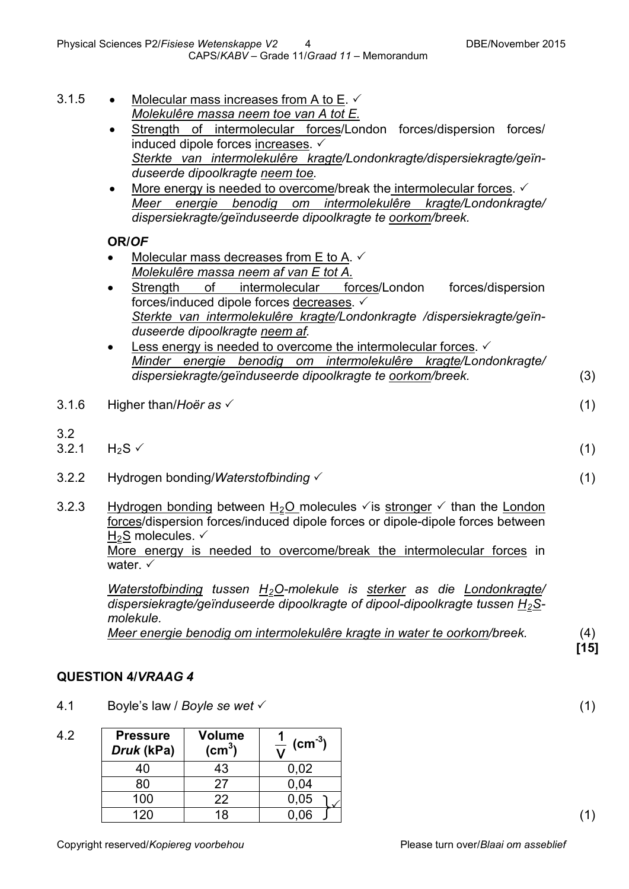3.1.5
- Molecular mass increases from A to E. ✓
  *Molekulêre massa neem toe van A tot E.*
- Strength of intermolecular forces/London forces/dispersion forces/ induced dipole forces increases. ✓
  *Sterkte van intermolekulêre kragte/Londonkragte/dispersiekragte/geïnduseerde dipoolkragte neem toe.*
- More energy is needed to overcome/break the intermolecular forces. ✓
  *Meer energie benodig om intermolekulêre kragte/Londonkragte/ dispersiekragte/geïnduseerde dipoolkragte te oorkom/breek.*

**OR/*OF***

- Molecular mass decreases from E to A. ✓
  *Molekulêre massa neem af van E tot A.*
- Strength of intermolecular forces/London forces/dispersion forces/induced dipole forces decreases. ✓
  *Sterkte van intermolekulêre kragte/Londonkragte /dispersiekragte/geïnduseerde dipoolkragte neem af.*
- Less energy is needed to overcome the intermolecular forces. ✓
  *Minder energie benodig om intermolekulêre kragte/Londonkragte/ dispersiekragte/geïnduseerde dipoolkragte te oorkom/breek.* (3)

3.1.6 Higher than/*Hoër as* ✓ (1)

3.2

3.2.1 $H_2S$ ✓ (1)

3.2.2 Hydrogen bonding/*Waterstofbinding* ✓ (1)

3.2.3 Hydrogen bonding between $H_2O$ molecules ✓is stronger ✓ than the London forces/dispersion forces/induced dipole forces or dipole-dipole forces between $H_2S$ molecules. ✓
More energy is needed to overcome/break the intermolecular forces in water. ✓

*Waterstofbinding tussen $H_2O$-molekule is sterker as die Londonkragte/ dispersiekragte/geïnduseerde dipoolkragte of dipool-dipoolkragte tussen $H_2S$-molekule.*
*Meer energie benodig om intermolekulêre kragte in water te oorkom/breek.* (4)

**[15]**

## QUESTION 4/*VRAAG 4*

4.1 Boyle's law / *Boyle se wet* ✓ (1)

4.2

| Pressure *Druk* (kPa) | Volume ($cm^3$) | $\frac{1}{V}$ ($cm^{-3}$) |
|---|---|---|
| 40 | 43 | 0,02 |
| 80 | 27 | 0,04 |
| 100 | 22 | 0,05 ✓ |
| 120 | 18 | 0,06 |

(1)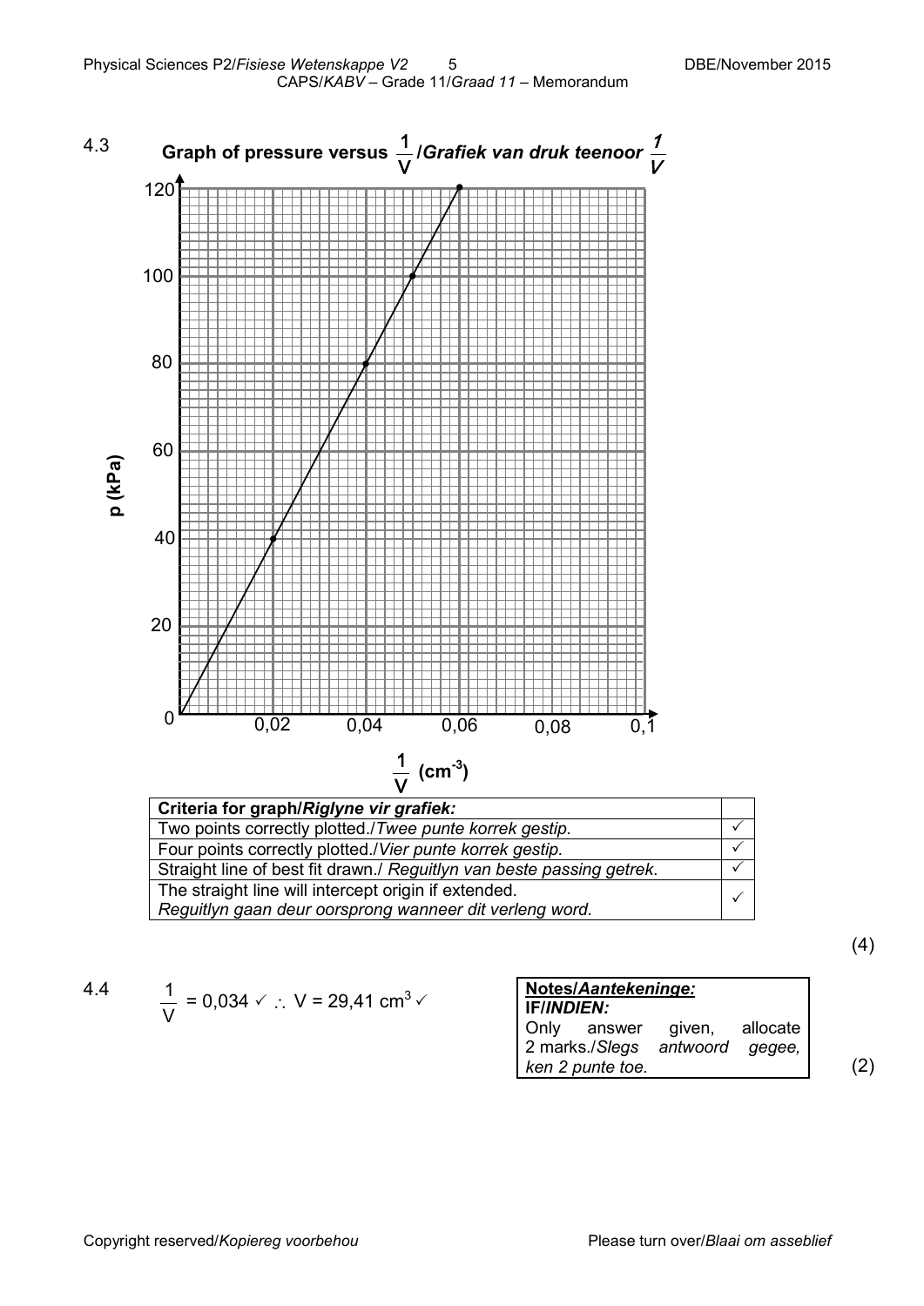4.3 **Graph of pressure versus $\frac{1}{V}$/*Grafiek van druk teenoor* $\frac{1}{V}$**

| Criteria for graph/*Riglyne vir grafiek:* | |
|---|---|
| Two points correctly plotted./*Twee punte korrek gestip.* | ✓ |
| Four points correctly plotted./*Vier punte korrek gestip.* | ✓ |
| Straight line of best fit drawn./ *Reguitlyn van beste passing getrek.* | ✓ |
| The straight line will intercept origin if extended. *Reguitlyn gaan deur oorsprong wanneer dit verleng word.* | ✓ |

(4)

4.4 $\frac{1}{V} = 0{,}034$ ✓ $\therefore$ V = 29,41 $cm^3$ ✓

**Notes/*Aantekeninge:***
**IF/*INDIEN:***
Only answer given, allocate 2 marks./*Slegs antwoord gegee, ken 2 punte toe.*

(2)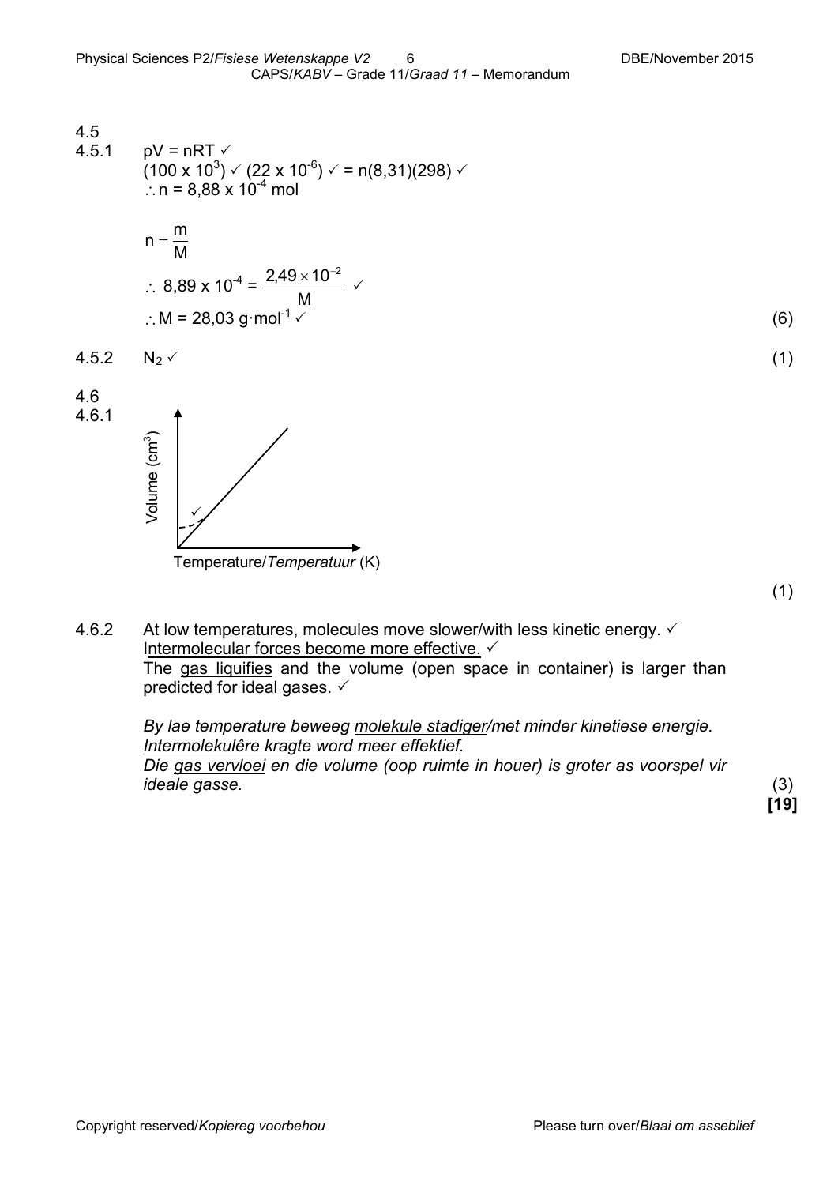4.5

4.5.1 $pV = nRT$ ✓

$(100 \times 10^3)$ ✓ $(22 \times 10^{-6})$ ✓ $= n(8,31)(298)$ ✓

$\therefore n = 8,88 \times 10^{-4}$ mol

$$n = \frac{m}{M}$$

$$\therefore 8,89 \times 10^{-4} = \frac{2,49 \times 10^{-2}}{M} \checkmark$$

$\therefore M = 28,03 \text{ g·mol}^{-1}$ ✓ (6)

4.5.2 $N_2$ ✓ (1)

4.6

4.6.1

[Graph: Volume (cm³) vs Temperature/*Temperatuur* (K) — straight line through origin with dashed deviation near low temperature ✓]

(1)

4.6.2 At low temperatures, molecules move slower/with less kinetic energy. ✓
Intermolecular forces become more effective. ✓
The gas liquifies and the volume (open space in container) is larger than predicted for ideal gases. ✓

*By lae temperature beweeg molekule stadiger/met minder kinetiese energie.*
*Intermolekulêre kragte word meer effektief.*
*Die gas vervloei en die volume (oop ruimte in houer) is groter as voorspel vir ideale gasse.* (3)

**[19]**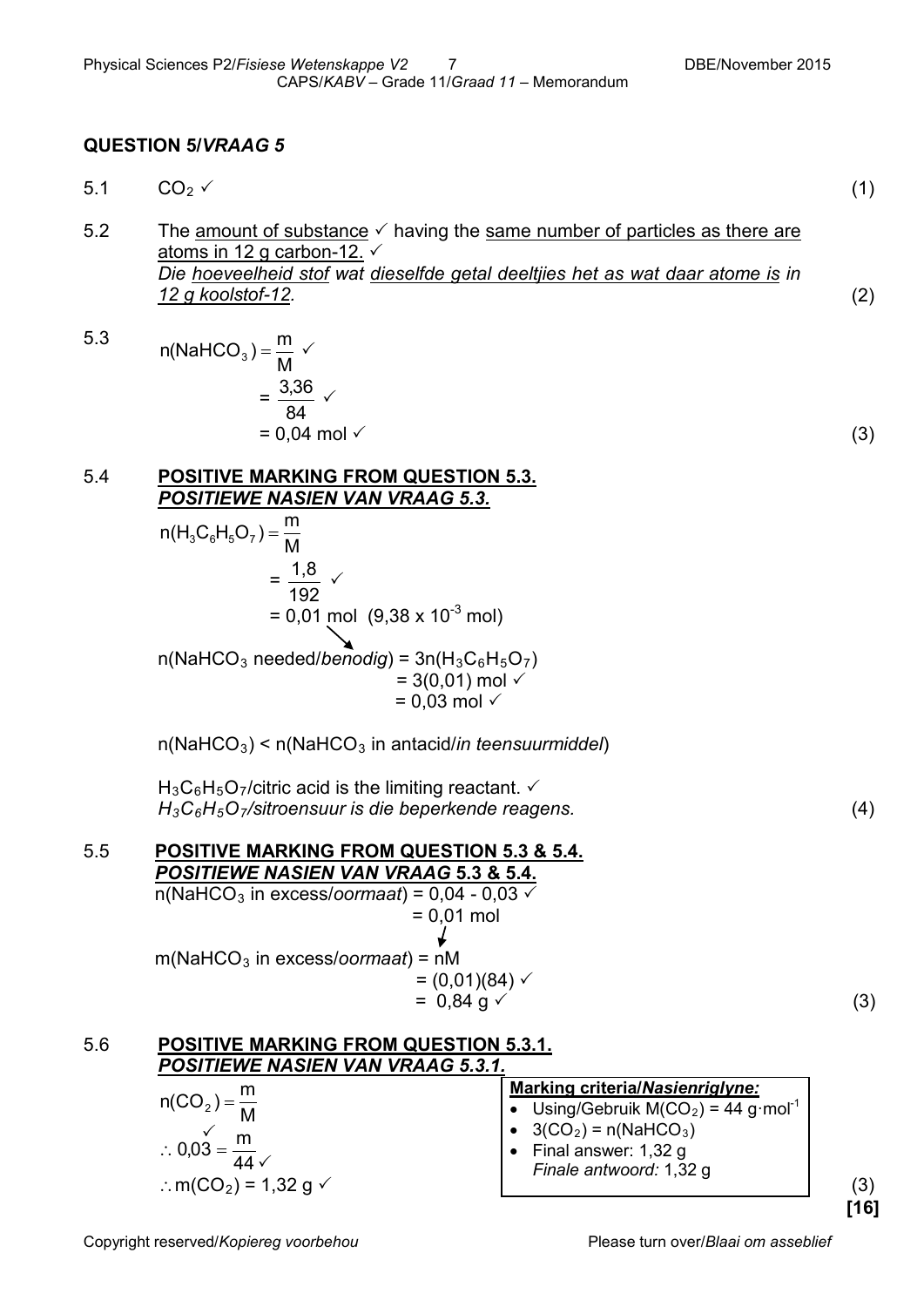## QUESTION 5/*VRAAG 5*

5.1 $CO_2$ ✓ (1)

5.2 The <u>amount of substance</u> ✓ having the <u>same number of particles as there are atoms in 12 g carbon-12.</u> ✓
*Die <u>hoeveelheid stof</u> wat <u>dieselfde getal deeltjies het as wat daar atome is</u> in <u>12 g koolstof-12</u>.* (2)

5.3
$$n(NaHCO_3) = \frac{m}{M} \checkmark$$
$$= \frac{3,36}{84} \checkmark$$
$$= 0,04 \text{ mol} \checkmark$$
(3)

5.4 **<u>POSITIVE MARKING FROM QUESTION 5.3.</u>**
***<u>POSITIEWE NASIEN VAN VRAAG 5.3.</u>***

$$n(H_3C_6H_5O_7) = \frac{m}{M}$$
$$= \frac{1,8}{192} \checkmark$$
$$= 0,01 \text{ mol} \quad (9,38 \times 10^{-3} \text{ mol})$$

$n(NaHCO_3$ needed/*benodig*$) = 3n(H_3C_6H_5O_7)$
$= 3(0,01)$ mol ✓
$= 0,03$ mol ✓

$n(NaHCO_3) < n(NaHCO_3$ in antacid/*in teensuurmiddel*$)$

$H_3C_6H_5O_7$/citric acid is the limiting reactant. ✓
*$H_3C_6H_5O_7$/sitroensuur is die beperkende reagens.* (4)

5.5 **<u>POSITIVE MARKING FROM QUESTION 5.3 & 5.4.</u>**
***<u>POSITIEWE NASIEN VAN VRAAG 5.3 & 5.4.</u>***

$n(NaHCO_3$ in excess/*oormaat*$) = 0,04 - 0,03$ ✓
$= 0,01$ mol

$m(NaHCO_3$ in excess/*oormaat*$) = nM$
$= (0,01)(84)$ ✓
$= 0,84$ g ✓ (3)

5.6 **<u>POSITIVE MARKING FROM QUESTION 5.3.1.</u>**
***<u>POSITIEWE NASIEN VAN VRAAG 5.3.1.</u>***

$$n(CO_2) = \frac{m}{M}$$
$$\therefore \overset{\checkmark}{0,03} = \frac{m}{44} \checkmark$$
$$\therefore m(CO_2) = 1,32 \text{ g} \checkmark$$

**<u>Marking criteria/*Nasienriglyne:*</u>**
- Using/Gebruik $M(CO_2) = 44 \text{ g·mol}^{-1}$
- $3(CO_2) = n(NaHCO_3)$
- Final answer: 1,32 g
  *Finale antwoord:* 1,32 g

(3)

**[16]**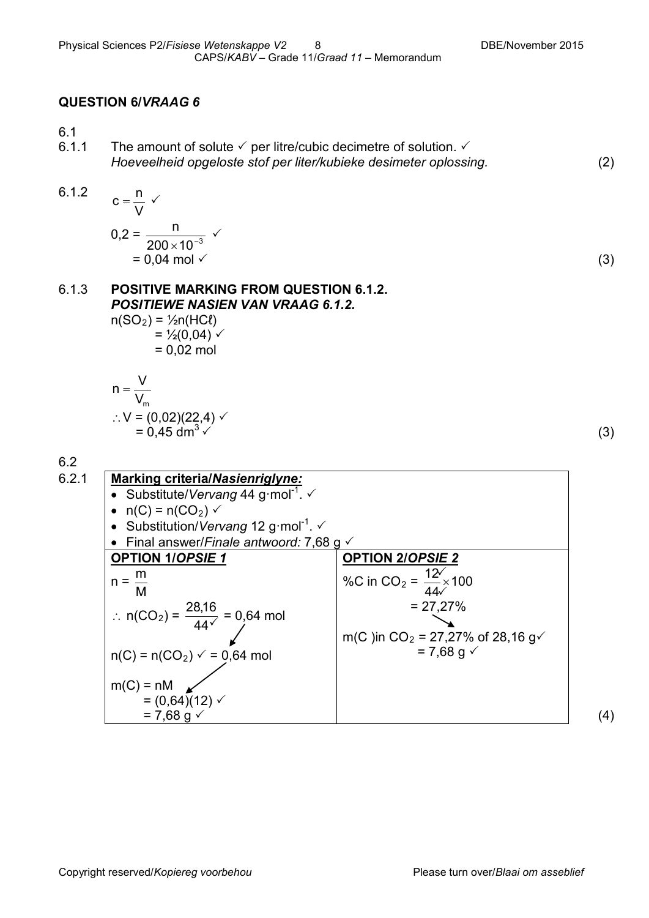## QUESTION 6/*VRAAG 6*

6.1

6.1.1 The amount of solute ✓ per litre/cubic decimetre of solution. ✓
*Hoeveelheid opgeloste stof per liter/kubieke desimeter oplossing.* (2)

6.1.2

$$c = \frac{n}{V} \checkmark$$

$$0{,}2 = \frac{n}{200 \times 10^{-3}} \checkmark$$

$$= 0{,}04 \text{ mol} \checkmark$$

(3)

6.1.3 **POSITIVE MARKING FROM QUESTION 6.1.2.**
***POSITIEWE NASIEN VAN VRAAG 6.1.2.***

$n(SO_2) = ½n(HCl)$
$= ½(0{,}04)$ ✓
$= 0{,}02$ mol

$$n = \frac{V}{V_m}$$

$\therefore V = (0{,}02)(22{,}4)$ ✓
$= 0{,}45 \text{ dm}^3$ ✓ (3)

6.2

6.2.1

**Marking criteria/*Nasienriglyne:***

- Substitute/*Vervang* 44 g·mol$^{-1}$. ✓
- $n(C) = n(CO_2)$ ✓
- Substitution/*Vervang* 12 g·mol$^{-1}$. ✓
- Final answer/*Finale antwoord:* 7,68 g ✓

| **OPTION 1/*OPSIE 1*** | **OPTION 2/*OPSIE 2*** |
|---|---|
| $n = \frac{m}{M}$ <br> $\therefore n(CO_2) = \frac{28{,}16}{44 \checkmark} = 0{,}64$ mol <br> $n(C) = n(CO_2)$ ✓ $= 0{,}64$ mol <br> $m(C) = nM$ <br> $= (0{,}64)(12)$ ✓ <br> $= 7{,}68$ g ✓ | %C in $CO_2 = \frac{12 \checkmark}{44 \checkmark} \times 100$ <br> $= 27{,}27\%$ <br> m(C) in $CO_2$ = 27,27% of 28,16 g ✓ <br> $= 7{,}68$ g ✓ |

(4)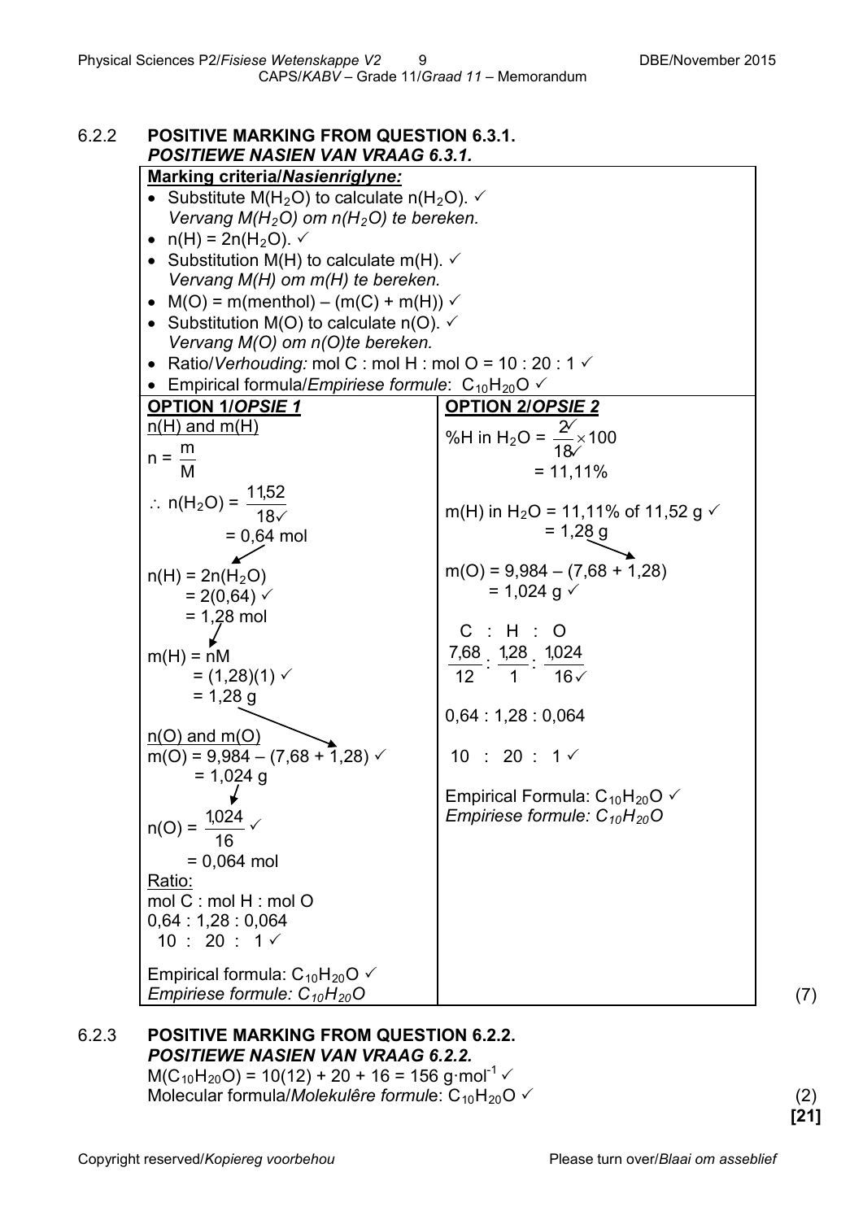6.2.2 **POSITIVE MARKING FROM QUESTION 6.3.1.**
***POSITIEWE NASIEN VAN VRAAG 6.3.1.***

**Marking criteria/*Nasienriglyne:***

- Substitute $M(H_2O)$ to calculate $n(H_2O)$. ✓
  *Vervang $M(H_2O)$ om $n(H_2O)$ te bereken.*
- $n(H) = 2n(H_2O)$. ✓
- Substitution M(H) to calculate m(H). ✓
  *Vervang M(H) om m(H) te bereken.*
- M(O) = m(menthol) – (m(C) + m(H)) ✓
- Substitution M(O) to calculate n(O). ✓
  *Vervang M(O) om n(O)te bereken.*
- Ratio/*Verhouding:* mol C : mol H : mol O = 10 : 20 : 1 ✓
- Empirical formula/*Empiriese formule*: $C_{10}H_{20}O$ ✓

| **OPTION 1/*OPSIE 1*** | **OPTION 2/*OPSIE 2*** |
|---|---|
| n(H) and m(H)<br>$n = \frac{m}{M}$<br>$\therefore n(H_2O) = \frac{11,52}{18 ✓}$<br>$= 0,64$ mol<br><br>$n(H) = 2n(H_2O)$<br>$= 2(0,64)$ ✓<br>$= 1,28$ mol<br><br>$m(H) = nM$<br>$= (1,28)(1)$ ✓<br>$= 1,28$ g<br><br>n(O) and m(O)<br>$m(O) = 9,984 – (7,68 + 1,28)$ ✓<br>$= 1,024$ g<br><br>$n(O) = \frac{1,024}{16}$ ✓<br>$= 0,064$ mol<br>Ratio:<br>mol C : mol H : mol O<br>0,64 : 1,28 : 0,064<br>10 : 20 : 1 ✓<br><br>Empirical formula: $C_{10}H_{20}O$ ✓<br>*Empiriese formule: $C_{10}H_{20}O$* | %H in $H_2O = \frac{2 ✓}{18 ✓} \times 100$<br>$= 11,11\%$<br><br>m(H) in $H_2O$ = 11,11% of 11,52 g ✓<br>$= 1,28$ g<br><br>$m(O) = 9,984 – (7,68 + 1,28)$<br>$= 1,024$ g ✓<br><br>C : H : O<br>$\frac{7,68}{12} : \frac{1,28}{1} : \frac{1,024}{16 ✓}$<br><br>0,64 : 1,28 : 0,064<br><br>10 : 20 : 1 ✓<br><br>Empirical Formula: $C_{10}H_{20}O$ ✓<br>*Empiriese formule: $C_{10}H_{20}O$* |

(7)

6.2.3 **POSITIVE MARKING FROM QUESTION 6.2.2.**
***POSITIEWE NASIEN VAN VRAAG 6.2.2.***

$M(C_{10}H_{20}O) = 10(12) + 20 + 16 = 156$ g·mol$^{-1}$ ✓
Molecular formula/*Molekulêre formule*: $C_{10}H_{20}O$ ✓ (2)

**[21]**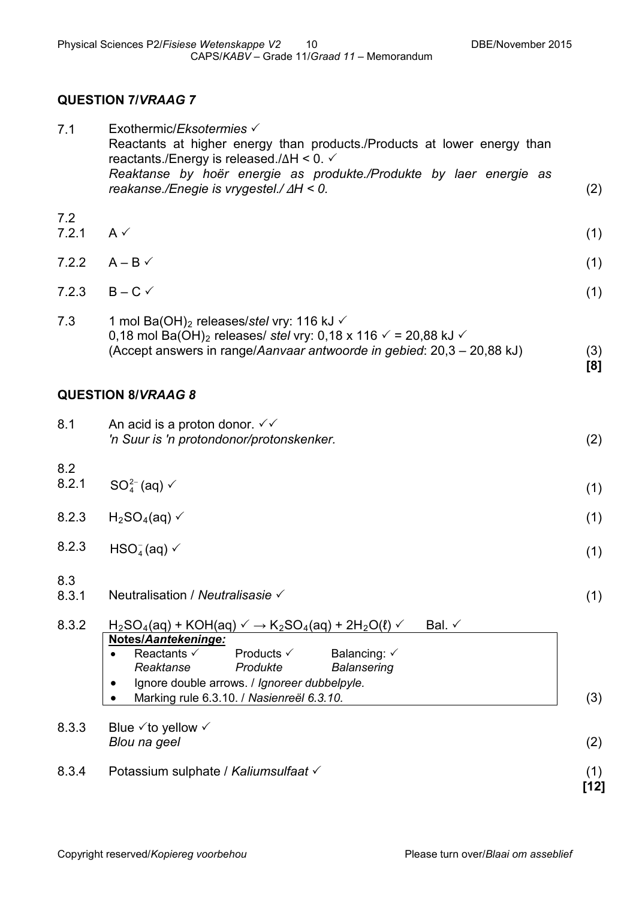## QUESTION 7/*VRAAG 7*

7.1 Exothermic/*Eksotermies* ✓
Reactants at higher energy than products./Products at lower energy than reactants./Energy is released./ΔH < 0. ✓
*Reaktanse by hoër energie as produkte./Produkte by laer energie as reakanse./Enegie is vrygestel./ ΔH < 0.* (2)

7.2

7.2.1 A ✓ (1)

7.2.2 A – B ✓ (1)

7.2.3 B – C ✓ (1)

7.3 1 mol $Ba(OH)_2$ releases/*stel* vry: 116 kJ ✓
0,18 mol $Ba(OH)_2$ releases/ *stel* vry: 0,18 x 116 ✓ = 20,88 kJ ✓
(Accept answers in range/*Aanvaar antwoorde in gebied*: 20,3 – 20,88 kJ) (3)
**[8]**

## QUESTION 8/*VRAAG 8*

8.1 An acid is a proton donor. ✓✓
*'n Suur is 'n protondonor/protonskenker.* (2)

8.2

8.2.1 $SO_4^{2-}$(aq) ✓ (1)

8.2.3 $H_2SO_4$(aq) ✓ (1)

8.2.3 $HSO_4^-$(aq) ✓ (1)

8.3

8.3.1 Neutralisation / *Neutralisasie* ✓ (1)

8.3.2 $H_2SO_4(aq) + KOH(aq)$ ✓ → $K_2SO_4(aq) + 2H_2O(\ell)$ ✓ Bal. ✓

**Notes/*Aantekeninge:***
- Reactants ✓ *Reaktanse* Products ✓ *Produkte* Balancing: ✓ *Balansering*
- Ignore double arrows. / *Ignoreer dubbelpyle.*
- Marking rule 6.3.10. / *Nasienreël 6.3.10.*

(3)

8.3.3 Blue ✓to yellow ✓
*Blou na geel* (2)

8.3.4 Potassium sulphate / *Kaliumsulfaat* ✓ (1)
**[12]**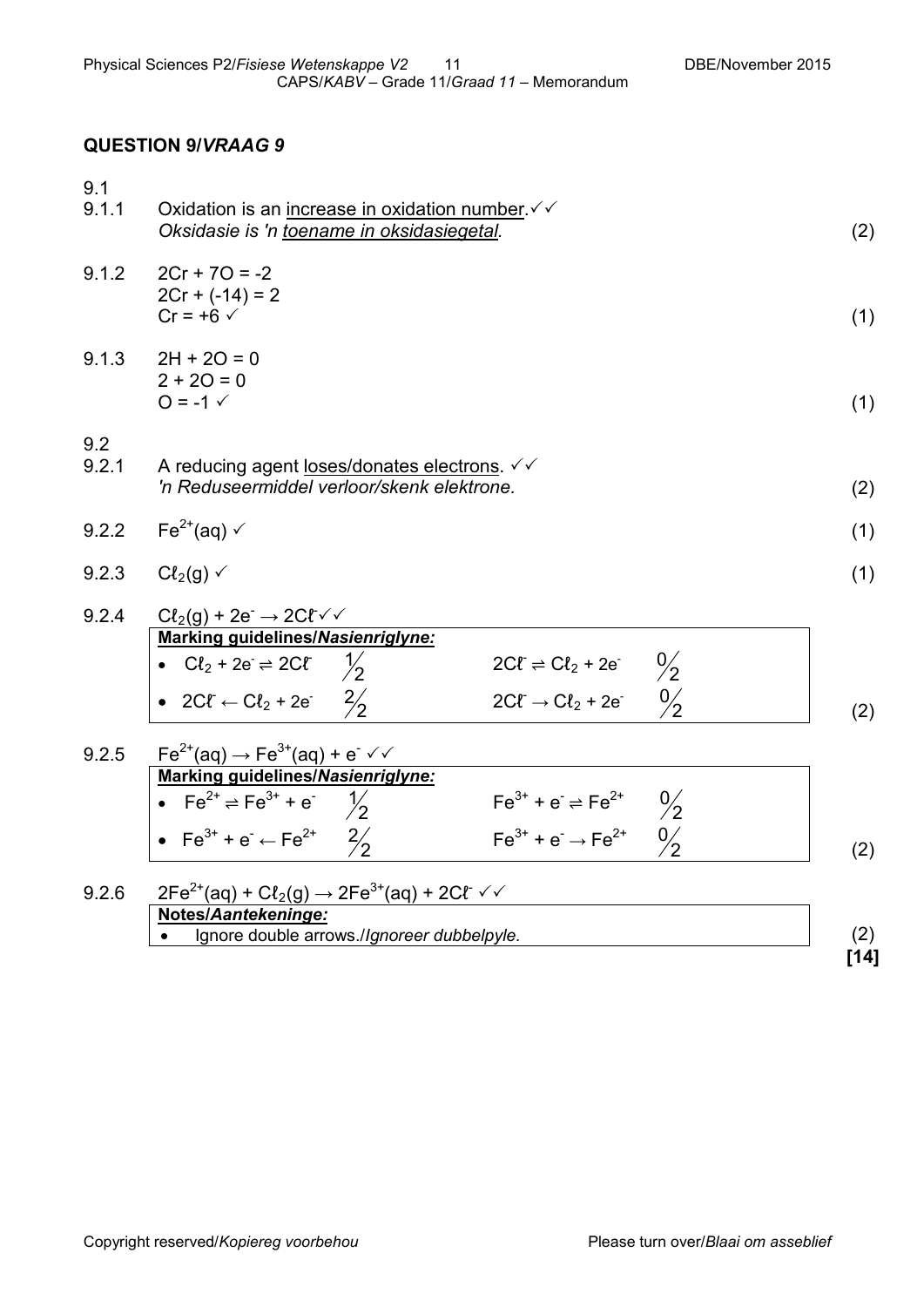## QUESTION 9/*VRAAG 9*

9.1

9.1.1 Oxidation is an increase in oxidation number.✓✓
*Oksidasie is 'n toename in oksidasiegetal.* (2)

9.1.2
$2Cr + 7O = -2$
$2Cr + (-14) = 2$
$Cr = +6$ ✓ (1)

9.1.3
$2H + 2O = 0$
$2 + 2O = 0$
$O = -1$ ✓ (1)

9.2

9.2.1 A reducing agent loses/donates electrons. ✓✓
*'n Reduseermiddel verloor/skenk elektrone.* (2)

9.2.2 $Fe^{2+}(aq)$ ✓ (1)

9.2.3 $C\ell_2(g)$ ✓ (1)

9.2.4 $C\ell_2(g) + 2e^- \rightarrow 2C\ell^-$ ✓✓

**Marking guidelines/*Nasienriglyne:***

- $C\ell_2 + 2e^- \rightleftharpoons 2C\ell^-$ $\frac{1}{2}$ $\quad$ $2C\ell^- \rightleftharpoons C\ell_2 + 2e^-$ $\frac{0}{2}$
- $2C\ell^- \leftarrow C\ell_2 + 2e^-$ $\frac{2}{2}$ $\quad$ $2C\ell^- \rightarrow C\ell_2 + 2e^-$ $\frac{0}{2}$

(2)

9.2.5 $Fe^{2+}(aq) \rightarrow Fe^{3+}(aq) + e^-$ ✓✓

**Marking guidelines/*Nasienriglyne:***

- $Fe^{2+} \rightleftharpoons Fe^{3+} + e^-$ $\frac{1}{2}$ $\quad$ $Fe^{3+} + e^- \rightleftharpoons Fe^{2+}$ $\frac{0}{2}$
- $Fe^{3+} + e^- \leftarrow Fe^{2+}$ $\frac{2}{2}$ $\quad$ $Fe^{3+} + e^- \rightarrow Fe^{2+}$ $\frac{0}{2}$

(2)

9.2.6 $2Fe^{2+}(aq) + C\ell_2(g) \rightarrow 2Fe^{3+}(aq) + 2C\ell^-$ ✓✓

**Notes/*Aantekeninge:***

- Ignore double arrows./*Ignoreer dubbelpyle.*

(2)
**[14]**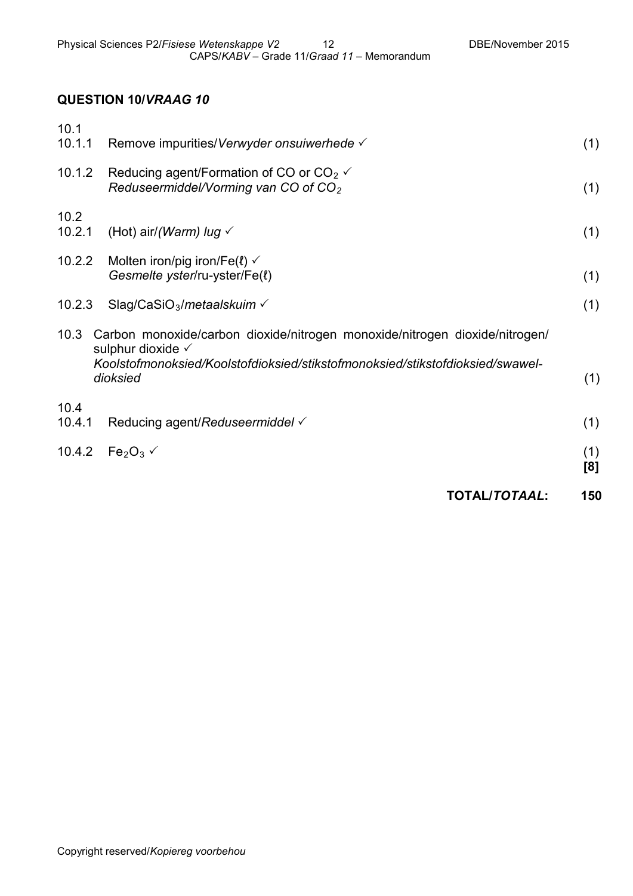## QUESTION 10/*VRAAG 10*

| | | |
|---|---|---|
| 10.1 | | |
| 10.1.1 | Remove impurities/*Verwyder onsuiwerhede* ✓ | (1) |
| 10.1.2 | Reducing agent/Formation of CO or $CO_2$ ✓ *Reduseermiddel/Vorming van CO of $CO_2$* | (1) |
| 10.2 | | |
| 10.2.1 | (Hot) air/*(Warm) lug* ✓ | (1) |
| 10.2.2 | Molten iron/pig iron/Fe(ℓ) ✓ *Gesmelte yster*/ru-yster/Fe(ℓ) | (1) |
| 10.2.3 | Slag/$CaSiO_3$/*metaalskuim* ✓ | (1) |
| 10.3 | Carbon monoxide/carbon dioxide/nitrogen monoxide/nitrogen dioxide/nitrogen/ sulphur dioxide ✓ *Koolstofmonoksied/Koolstofdioksied/stikstofmonoksied/stikstofdioksied/swawel-dioksied* | (1) |
| 10.4 | | |
| 10.4.1 | Reducing agent/*Reduseermiddel* ✓ | (1) |
| 10.4.2 | $Fe_2O_3$ ✓ | (1) **[8]** |

**TOTAL/*TOTAAL*: 150**